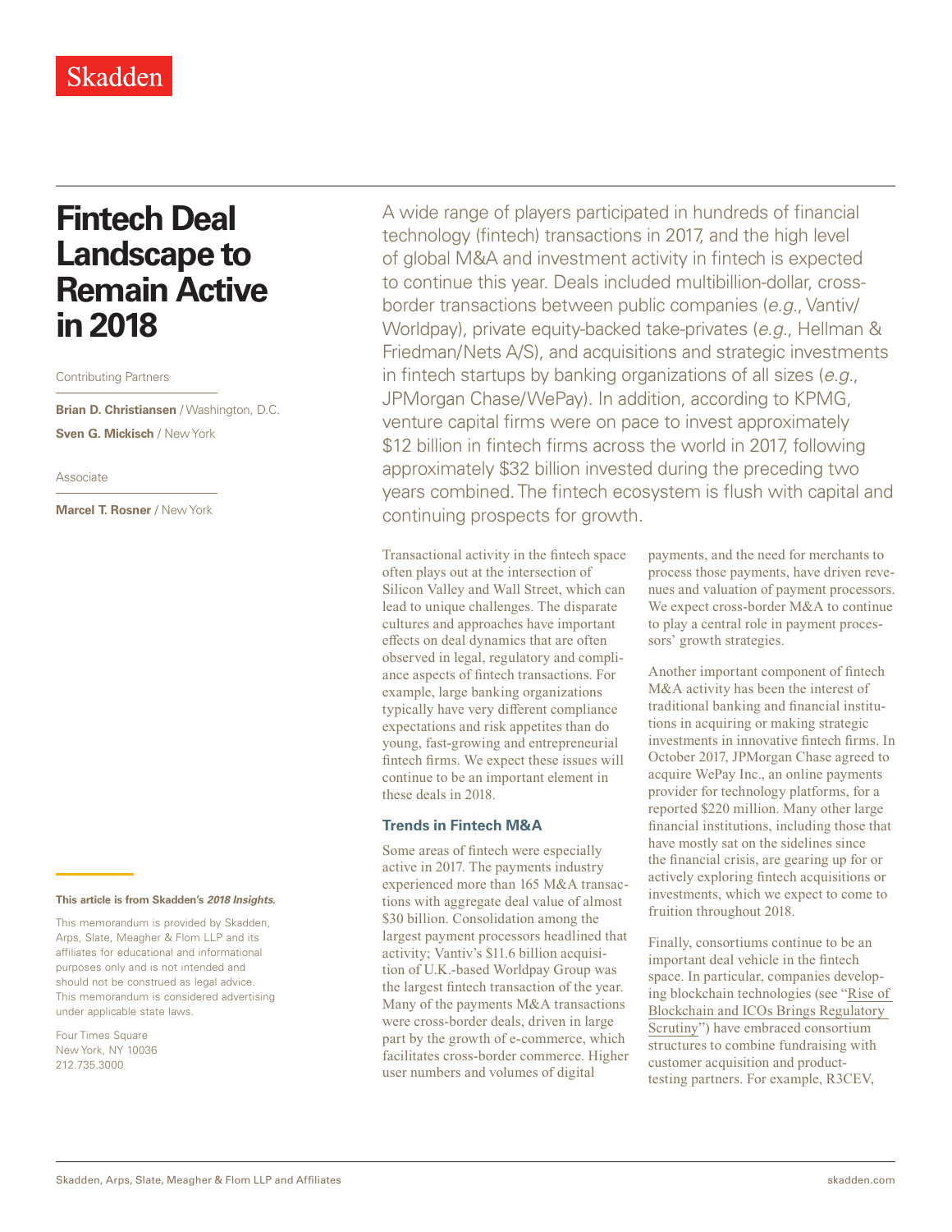# Fintech Deal Landscape to Remain Active in 2018

Contributing Partners

**Brian D. Christiansen** / Washington, D.C.

**Sven G. Mickisch** / New York

Associate

**Marcel T. Rosner** / New York

A wide range of players participated in hundreds of financial technology (fintech) transactions in 2017, and the high level of global M&A and investment activity in fintech is expected to continue this year. Deals included multibillion-dollar, cross-border transactions between public companies (*e.g.*, Vantiv/Worldpay), private equity-backed take-privates (*e.g.*, Hellman & Friedman/Nets A/S), and acquisitions and strategic investments in fintech startups by banking organizations of all sizes (*e.g.*, JPMorgan Chase/WePay). In addition, according to KPMG, venture capital firms were on pace to invest approximately $12 billion in fintech firms across the world in 2017, following approximately $32 billion invested during the preceding two years combined. The fintech ecosystem is flush with capital and continuing prospects for growth.

Transactional activity in the fintech space often plays out at the intersection of Silicon Valley and Wall Street, which can lead to unique challenges. The disparate cultures and approaches have important effects on deal dynamics that are often observed in legal, regulatory and compliance aspects of fintech transactions. For example, large banking organizations typically have very different compliance expectations and risk appetites than do young, fast-growing and entrepreneurial fintech firms. We expect these issues will continue to be an important element in these deals in 2018.

## Trends in Fintech M&A

Some areas of fintech were especially active in 2017. The payments industry experienced more than 165 M&A transactions with aggregate deal value of almost $30 billion. Consolidation among the largest payment processors headlined that activity; Vantiv's $11.6 billion acquisition of U.K.-based Worldpay Group was the largest fintech transaction of the year. Many of the payments M&A transactions were cross-border deals, driven in large part by the growth of e-commerce, which facilitates cross-border commerce. Higher user numbers and volumes of digital payments, and the need for merchants to process those payments, have driven revenues and valuation of payment processors. We expect cross-border M&A to continue to play a central role in payment processors' growth strategies.

Another important component of fintech M&A activity has been the interest of traditional banking and financial institutions in acquiring or making strategic investments in innovative fintech firms. In October 2017, JPMorgan Chase agreed to acquire WePay Inc., an online payments provider for technology platforms, for a reported $220 million. Many other large financial institutions, including those that have mostly sat on the sidelines since the financial crisis, are gearing up for or actively exploring fintech acquisitions or investments, which we expect to come to fruition throughout 2018.

Finally, consortiums continue to be an important deal vehicle in the fintech space. In particular, companies developing blockchain technologies (see "Rise of Blockchain and ICOs Brings Regulatory Scrutiny") have embraced consortium structures to combine fundraising with customer acquisition and product-testing partners. For example, R3CEV,

**This article is from Skadden's *2018 Insights*.**

This memorandum is provided by Skadden, Arps, Slate, Meagher & Flom LLP and its affiliates for educational and informational purposes only and is not intended and should not be construed as legal advice. This memorandum is considered advertising under applicable state laws.

Four Times Square
New York, NY 10036
212.735.3000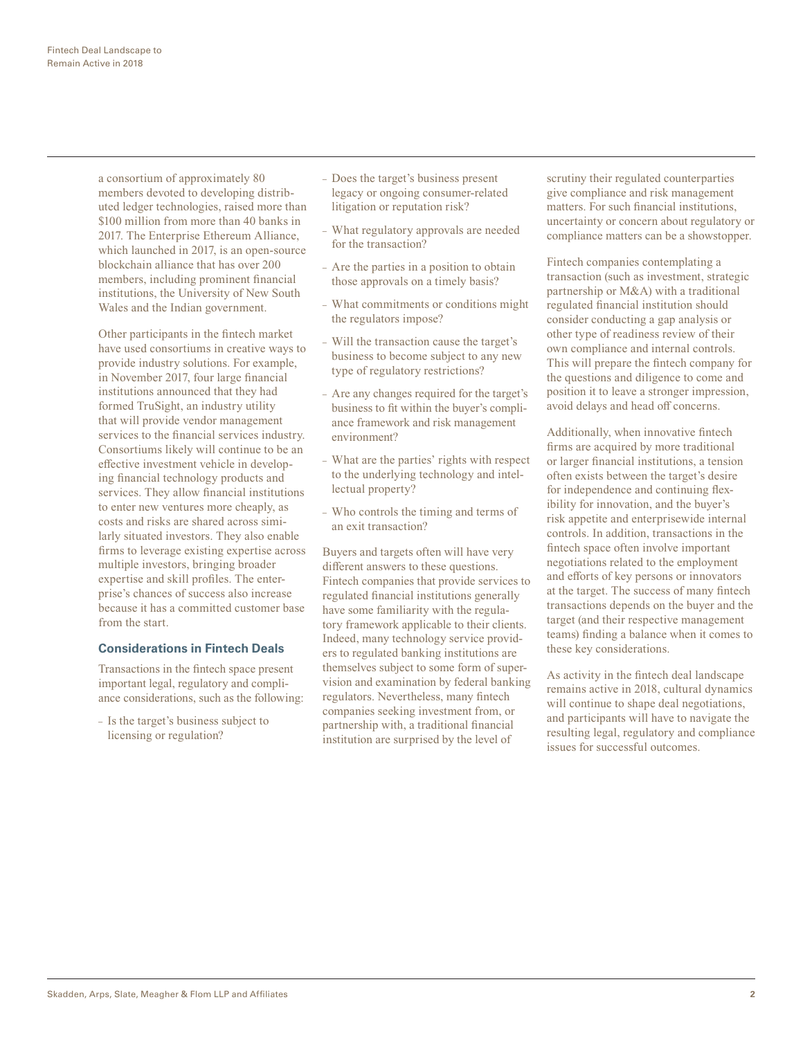a consortium of approximately 80 members devoted to developing distributed ledger technologies, raised more than $100 million from more than 40 banks in 2017. The Enterprise Ethereum Alliance, which launched in 2017, is an open-source blockchain alliance that has over 200 members, including prominent financial institutions, the University of New South Wales and the Indian government.

Other participants in the fintech market have used consortiums in creative ways to provide industry solutions. For example, in November 2017, four large financial institutions announced that they had formed TruSight, an industry utility that will provide vendor management services to the financial services industry. Consortiums likely will continue to be an effective investment vehicle in developing financial technology products and services. They allow financial institutions to enter new ventures more cheaply, as costs and risks are shared across similarly situated investors. They also enable firms to leverage existing expertise across multiple investors, bringing broader expertise and skill profiles. The enterprise's chances of success also increase because it has a committed customer base from the start.

### Considerations in Fintech Deals

Transactions in the fintech space present important legal, regulatory and compliance considerations, such as the following:

- Is the target's business subject to licensing or regulation?
- Does the target's business present legacy or ongoing consumer-related litigation or reputation risk?
- What regulatory approvals are needed for the transaction?
- Are the parties in a position to obtain those approvals on a timely basis?
- What commitments or conditions might the regulators impose?
- Will the transaction cause the target's business to become subject to any new type of regulatory restrictions?
- Are any changes required for the target's business to fit within the buyer's compliance framework and risk management environment?
- What are the parties' rights with respect to the underlying technology and intellectual property?
- Who controls the timing and terms of an exit transaction?

Buyers and targets often will have very different answers to these questions. Fintech companies that provide services to regulated financial institutions generally have some familiarity with the regulatory framework applicable to their clients. Indeed, many technology service providers to regulated banking institutions are themselves subject to some form of supervision and examination by federal banking regulators. Nevertheless, many fintech companies seeking investment from, or partnership with, a traditional financial institution are surprised by the level of scrutiny their regulated counterparties give compliance and risk management matters. For such financial institutions, uncertainty or concern about regulatory or compliance matters can be a showstopper.

Fintech companies contemplating a transaction (such as investment, strategic partnership or M&A) with a traditional regulated financial institution should consider conducting a gap analysis or other type of readiness review of their own compliance and internal controls. This will prepare the fintech company for the questions and diligence to come and position it to leave a stronger impression, avoid delays and head off concerns.

Additionally, when innovative fintech firms are acquired by more traditional or larger financial institutions, a tension often exists between the target's desire for independence and continuing flexibility for innovation, and the buyer's risk appetite and enterprisewide internal controls. In addition, transactions in the fintech space often involve important negotiations related to the employment and efforts of key persons or innovators at the target. The success of many fintech transactions depends on the buyer and the target (and their respective management teams) finding a balance when it comes to these key considerations.

As activity in the fintech deal landscape remains active in 2018, cultural dynamics will continue to shape deal negotiations, and participants will have to navigate the resulting legal, regulatory and compliance issues for successful outcomes.